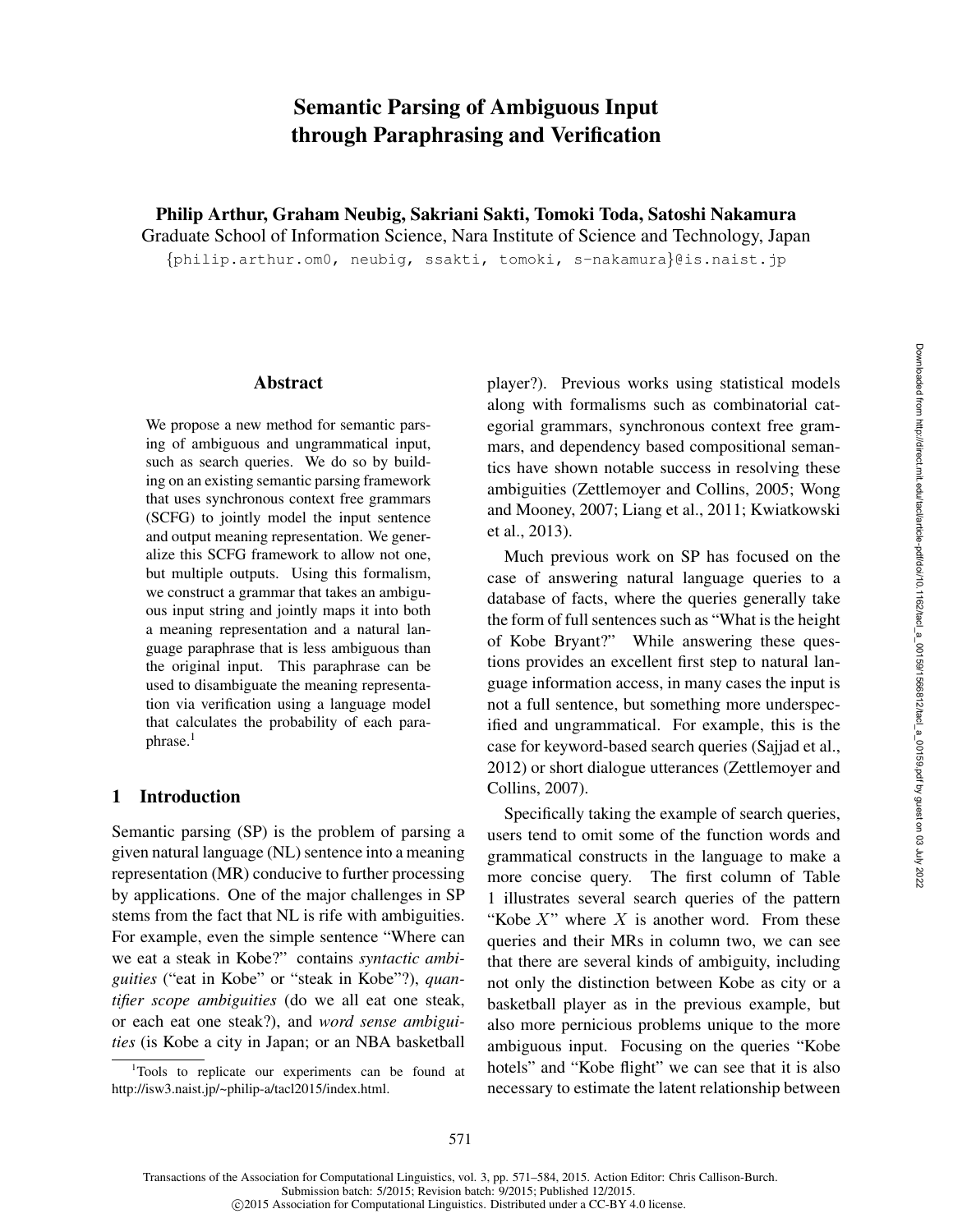# Semantic Parsing of Ambiguous Input through Paraphrasing and Verification

**Philip Arthur, Graham Neubig, Sakriani Sakti, Tomoki Toda, Satoshi Nakamura**

Graduate School of Information Science, Nara Institute of Science and Technology, Japan

{philip.arthur.om0, neubig, ssakti, tomoki, s-nakamura}@is.naist.jp

## Abstract

We propose a new method for semantic parsing of ambiguous and ungrammatical input, such as search queries. We do so by building on an existing semantic parsing framework that uses synchronous context free grammars (SCFG) to jointly model the input sentence and output meaning representation. We generalize this SCFG framework to allow not one, but multiple outputs. Using this formalism, we construct a grammar that takes an ambiguous input string and jointly maps it into both a meaning representation and a natural language paraphrase that is less ambiguous than the original input. This paraphrase can be used to disambiguate the meaning representation via verification using a language model that calculates the probability of each paraphrase.[1]

## 1 Introduction

Semantic parsing (SP) is the problem of parsing a given natural language (NL) sentence into a meaning representation (MR) conducive to further processing by applications. One of the major challenges in SP stems from the fact that NL is rife with ambiguities. For example, even the simple sentence "Where can we eat a steak in Kobe?" contains *syntactic ambiguities* ("eat in Kobe" or "steak in Kobe"?), *quantifier scope ambiguities* (do we all eat one steak, or each eat one steak?), and *word sense ambiguities* (is Kobe a city in Japan; or an NBA basketball player?). Previous works using statistical models along with formalisms such as combinatorial categorial grammars, synchronous context free grammars, and dependency based compositional semantics have shown notable success in resolving these ambiguities (Zettlemoyer and Collins, 2005; Wong and Mooney, 2007; Liang et al., 2011; Kwiatkowski et al., 2013).

Much previous work on SP has focused on the case of answering natural language queries to a database of facts, where the queries generally take the form of full sentences such as "What is the height of Kobe Bryant?" While answering these questions provides an excellent first step to natural language information access, in many cases the input is not a full sentence, but something more underspecified and ungrammatical. For example, this is the case for keyword-based search queries (Sajjad et al., 2012) or short dialogue utterances (Zettlemoyer and Collins, 2007).

Specifically taking the example of search queries, users tend to omit some of the function words and grammatical constructs in the language to make a more concise query. The first column of Table 1 illustrates several search queries of the pattern "Kobe $X$" where $X$ is another word. From these queries and their MRs in column two, we can see that there are several kinds of ambiguity, including not only the distinction between Kobe as city or a basketball player as in the previous example, but also more pernicious problems unique to the more ambiguous input. Focusing on the queries "Kobe hotels" and "Kobe flight" we can see that it is also necessary to estimate the latent relationship between

[1] Tools to replicate our experiments can be found at http://isw3.naist.jp/~philip-a/tacl2015/index.html.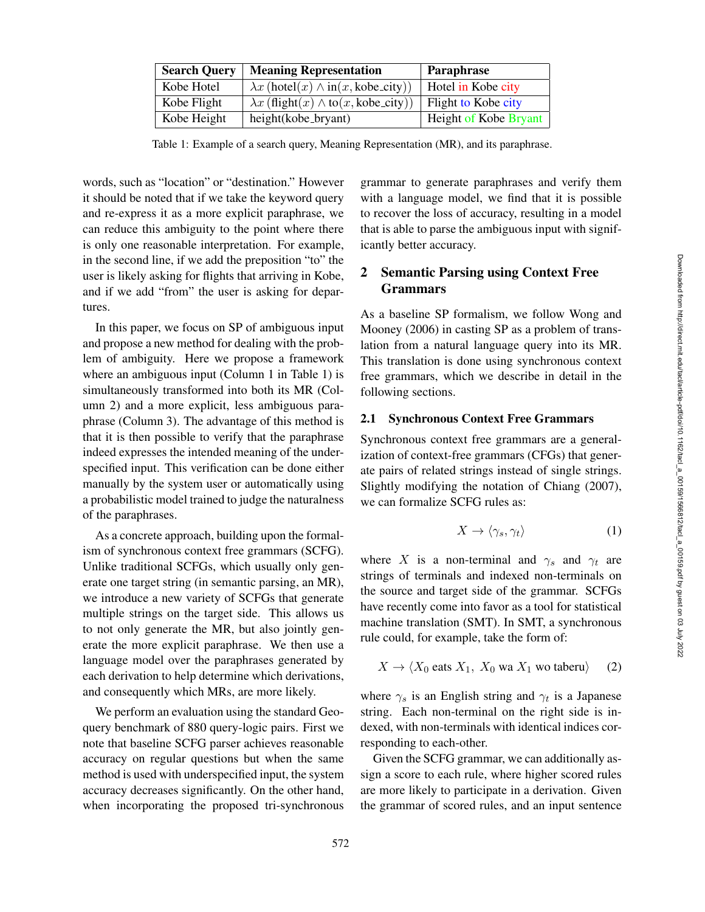| Search Query | Meaning Representation | Paraphrase |
|---|---|---|
| Kobe Hotel | $\lambda x$ (hotel($x$) $\wedge$ in($x$, kobe_city)) | Hotel in Kobe city |
| Kobe Flight | $\lambda x$ (flight($x$) $\wedge$ to($x$, kobe_city)) | Flight to Kobe city |
| Kobe Height | height(kobe_bryant) | Height of Kobe Bryant |

Table 1: Example of a search query, Meaning Representation (MR), and its paraphrase.

words, such as "location" or "destination." However it should be noted that if we take the keyword query and re-express it as a more explicit paraphrase, we can reduce this ambiguity to the point where there is only one reasonable interpretation. For example, in the second line, if we add the preposition "to" the user is likely asking for flights that arriving in Kobe, and if we add "from" the user is asking for departures.

In this paper, we focus on SP of ambiguous input and propose a new method for dealing with the problem of ambiguity. Here we propose a framework where an ambiguous input (Column 1 in Table 1) is simultaneously transformed into both its MR (Column 2) and a more explicit, less ambiguous paraphrase (Column 3). The advantage of this method is that it is then possible to verify that the paraphrase indeed expresses the intended meaning of the underspecified input. This verification can be done either manually by the system user or automatically using a probabilistic model trained to judge the naturalness of the paraphrases.

As a concrete approach, building upon the formalism of synchronous context free grammars (SCFG). Unlike traditional SCFGs, which usually only generate one target string (in semantic parsing, an MR), we introduce a new variety of SCFGs that generate multiple strings on the target side. This allows us to not only generate the MR, but also jointly generate the more explicit paraphrase. We then use a language model over the paraphrases generated by each derivation to help determine which derivations, and consequently which MRs, are more likely.

We perform an evaluation using the standard Geoquery benchmark of 880 query-logic pairs. First we note that baseline SCFG parser achieves reasonable accuracy on regular questions but when the same method is used with underspecified input, the system accuracy decreases significantly. On the other hand, when incorporating the proposed tri-synchronous grammar to generate paraphrases and verify them with a language model, we find that it is possible to recover the loss of accuracy, resulting in a model that is able to parse the ambiguous input with significantly better accuracy.

## 2 Semantic Parsing using Context Free Grammars

As a baseline SP formalism, we follow Wong and Mooney (2006) in casting SP as a problem of translation from a natural language query into its MR. This translation is done using synchronous context free grammars, which we describe in detail in the following sections.

### 2.1 Synchronous Context Free Grammars

Synchronous context free grammars are a generalization of context-free grammars (CFGs) that generate pairs of related strings instead of single strings. Slightly modifying the notation of Chiang (2007), we can formalize SCFG rules as:

$$X \rightarrow \langle \gamma_s, \gamma_t \rangle \quad (1)$$

where $X$ is a non-terminal and $\gamma_s$ and $\gamma_t$ are strings of terminals and indexed non-terminals on the source and target side of the grammar. SCFGs have recently come into favor as a tool for statistical machine translation (SMT). In SMT, a synchronous rule could, for example, take the form of:

$$X \rightarrow \langle X_0 \text{ eats } X_1,\ X_0 \text{ wa } X_1 \text{ wo taberu} \rangle \quad (2)$$

where $\gamma_s$ is an English string and $\gamma_t$ is a Japanese string. Each non-terminal on the right side is indexed, with non-terminals with identical indices corresponding to each-other.

Given the SCFG grammar, we can additionally assign a score to each rule, where higher scored rules are more likely to participate in a derivation. Given the grammar of scored rules, and an input sentence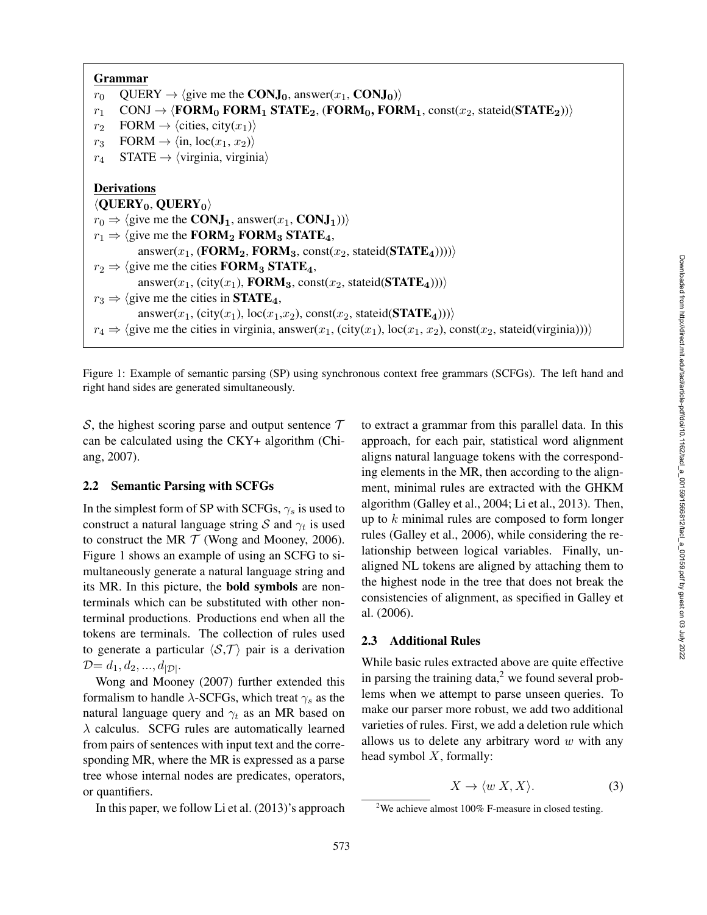**Grammar**

$r_0$ QUERY $\rightarrow$ $\langle$give me the $\mathbf{CONJ_0}$, answer($x_1$, $\mathbf{CONJ_0}$)$\rangle$

$r_1$ CONJ $\rightarrow$ $\langle\mathbf{FORM_0}$ $\mathbf{FORM_1}$ $\mathbf{STATE_2}$, ($\mathbf{FORM_0}$, $\mathbf{FORM_1}$, const($x_2$, stateid($\mathbf{STATE_2}$)))$\rangle$

$r_2$ FORM $\rightarrow$ $\langle$cities, city($x_1$)$\rangle$

$r_3$ FORM $\rightarrow$ $\langle$in, loc($x_1$, $x_2$)$\rangle$

$r_4$ STATE $\rightarrow$ $\langle$virginia, virginia$\rangle$

**Derivations**

$\langle\mathbf{QUERY_0}, \mathbf{QUERY_0}\rangle$

$r_0 \Rightarrow$ $\langle$give me the $\mathbf{CONJ_1}$, answer($x_1$, $\mathbf{CONJ_1}$))$\rangle$

$r_1 \Rightarrow$ $\langle$give me the $\mathbf{FORM_2}$ $\mathbf{FORM_3}$ $\mathbf{STATE_4}$,
answer($x_1$, ($\mathbf{FORM_2}$, $\mathbf{FORM_3}$, const($x_2$, stateid($\mathbf{STATE_4}$)))))$\rangle$

$r_2 \Rightarrow$ $\langle$give me the cities $\mathbf{FORM_3}$ $\mathbf{STATE_4}$,
answer($x_1$, (city($x_1$), $\mathbf{FORM_3}$, const($x_2$, stateid($\mathbf{STATE_4}$))))$\rangle$

$r_3 \Rightarrow$ $\langle$give me the cities in $\mathbf{STATE_4}$,
answer($x_1$, (city($x_1$), loc($x_1$,$x_2$), const($x_2$, stateid($\mathbf{STATE_4}$))))$\rangle$

$r_4 \Rightarrow$ $\langle$give me the cities in virginia, answer($x_1$, (city($x_1$), loc($x_1$, $x_2$), const($x_2$, stateid(virginia))))$\rangle$

Figure 1: Example of semantic parsing (SP) using synchronous context free grammars (SCFGs). The left hand and right hand sides are generated simultaneously.

$\mathcal{S}$, the highest scoring parse and output sentence $\mathcal{T}$ can be calculated using the CKY+ algorithm (Chiang, 2007).

## 2.2 Semantic Parsing with SCFGs

In the simplest form of SP with SCFGs, $\gamma_s$ is used to construct a natural language string $\mathcal{S}$ and $\gamma_t$ is used to construct the MR $\mathcal{T}$ (Wong and Mooney, 2006). Figure 1 shows an example of using an SCFG to simultaneously generate a natural language string and its MR. In this picture, the **bold symbols** are nonterminals which can be substituted with other nonterminal productions. Productions end when all the tokens are terminals. The collection of rules used to generate a particular $\langle\mathcal{S},\mathcal{T}\rangle$ pair is a derivation $\mathcal{D}= d_1, d_2, ..., d_{|\mathcal{D}|}$.

Wong and Mooney (2007) further extended this formalism to handle $\lambda$-SCFGs, which treat $\gamma_s$ as the natural language query and $\gamma_t$ as an MR based on $\lambda$ calculus. SCFG rules are automatically learned from pairs of sentences with input text and the corresponding MR, where the MR is expressed as a parse tree whose internal nodes are predicates, operators, or quantifiers.

In this paper, we follow Li et al. (2013)'s approach to extract a grammar from this parallel data. In this approach, for each pair, statistical word alignment aligns natural language tokens with the corresponding elements in the MR, then according to the alignment, minimal rules are extracted with the GHKM algorithm (Galley et al., 2004; Li et al., 2013). Then, up to $k$ minimal rules are composed to form longer rules (Galley et al., 2006), while considering the relationship between logical variables. Finally, unaligned NL tokens are aligned by attaching them to the highest node in the tree that does not break the consistencies of alignment, as specified in Galley et al. (2006).

## 2.3 Additional Rules

While basic rules extracted above are quite effective in parsing the training data,[2] we found several problems when we attempt to parse unseen queries. To make our parser more robust, we add two additional varieties of rules. First, we add a deletion rule which allows us to delete any arbitrary word $w$ with any head symbol $X$, formally:

$$X \rightarrow \langle w\ X, X\rangle. \tag{3}$$

[2] We achieve almost 100% F-measure in closed testing.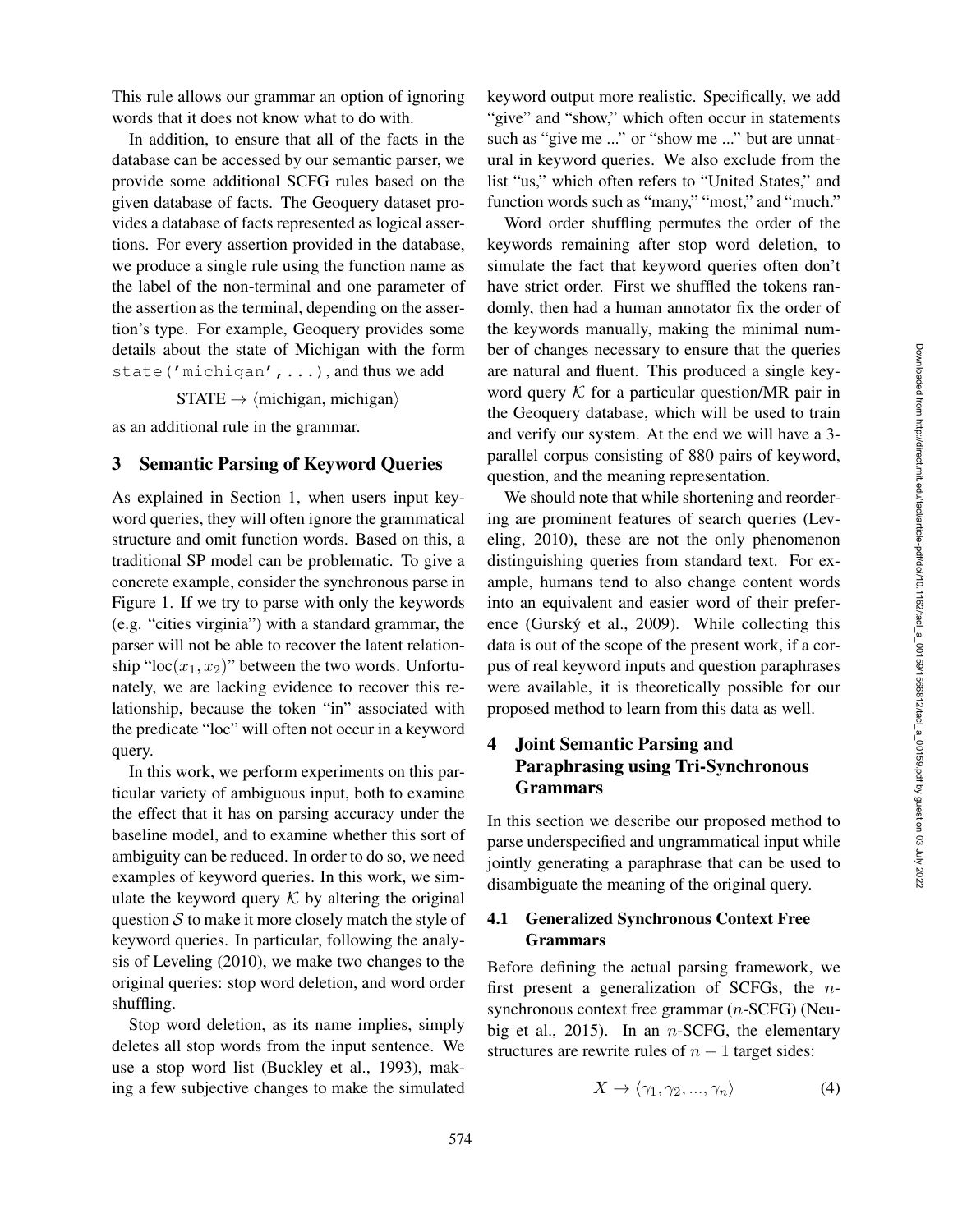This rule allows our grammar an option of ignoring words that it does not know what to do with.

In addition, to ensure that all of the facts in the database can be accessed by our semantic parser, we provide some additional SCFG rules based on the given database of facts. The Geoquery dataset provides a database of facts represented as logical assertions. For every assertion provided in the database, we produce a single rule using the function name as the label of the non-terminal and one parameter of the assertion as the terminal, depending on the assertion's type. For example, Geoquery provides some details about the state of Michigan with the form `state('michigan',...)`, and thus we add

$$\text{STATE} \rightarrow \langle \text{michigan, michigan} \rangle$$

as an additional rule in the grammar.

## 3 Semantic Parsing of Keyword Queries

As explained in Section 1, when users input keyword queries, they will often ignore the grammatical structure and omit function words. Based on this, a traditional SP model can be problematic. To give a concrete example, consider the synchronous parse in Figure 1. If we try to parse with only the keywords (e.g. "cities virginia") with a standard grammar, the parser will not be able to recover the latent relationship "loc($x_1, x_2$)" between the two words. Unfortunately, we are lacking evidence to recover this relationship, because the token "in" associated with the predicate "loc" will often not occur in a keyword query.

In this work, we perform experiments on this particular variety of ambiguous input, both to examine the effect that it has on parsing accuracy under the baseline model, and to examine whether this sort of ambiguity can be reduced. In order to do so, we need examples of keyword queries. In this work, we simulate the keyword query $\mathcal{K}$ by altering the original question $\mathcal{S}$ to make it more closely match the style of keyword queries. In particular, following the analysis of Leveling (2010), we make two changes to the original queries: stop word deletion, and word order shuffling.

Stop word deletion, as its name implies, simply deletes all stop words from the input sentence. We use a stop word list (Buckley et al., 1993), making a few subjective changes to make the simulated keyword output more realistic. Specifically, we add "give" and "show," which often occur in statements such as "give me ..." or "show me ..." but are unnatural in keyword queries. We also exclude from the list "us," which often refers to "United States," and function words such as "many," "most," and "much."

Word order shuffling permutes the order of the keywords remaining after stop word deletion, to simulate the fact that keyword queries often don't have strict order. First we shuffled the tokens randomly, then had a human annotator fix the order of the keywords manually, making the minimal number of changes necessary to ensure that the queries are natural and fluent. This produced a single keyword query $\mathcal{K}$ for a particular question/MR pair in the Geoquery database, which will be used to train and verify our system. At the end we will have a 3-parallel corpus consisting of 880 pairs of keyword, question, and the meaning representation.

We should note that while shortening and reordering are prominent features of search queries (Leveling, 2010), these are not the only phenomenon distinguishing queries from standard text. For example, humans tend to also change content words into an equivalent and easier word of their preference (Gurský et al., 2009). While collecting this data is out of the scope of the present work, if a corpus of real keyword inputs and question paraphrases were available, it is theoretically possible for our proposed method to learn from this data as well.

## 4 Joint Semantic Parsing and Paraphrasing using Tri-Synchronous Grammars

In this section we describe our proposed method to parse underspecified and ungrammatical input while jointly generating a paraphrase that can be used to disambiguate the meaning of the original query.

### 4.1 Generalized Synchronous Context Free Grammars

Before defining the actual parsing framework, we first present a generalization of SCFGs, the $n$-synchronous context free grammar ($n$-SCFG) (Neubig et al., 2015). In an $n$-SCFG, the elementary structures are rewrite rules of $n-1$ target sides:

$$X \rightarrow \langle \gamma_1, \gamma_2, ..., \gamma_n \rangle \tag{4}$$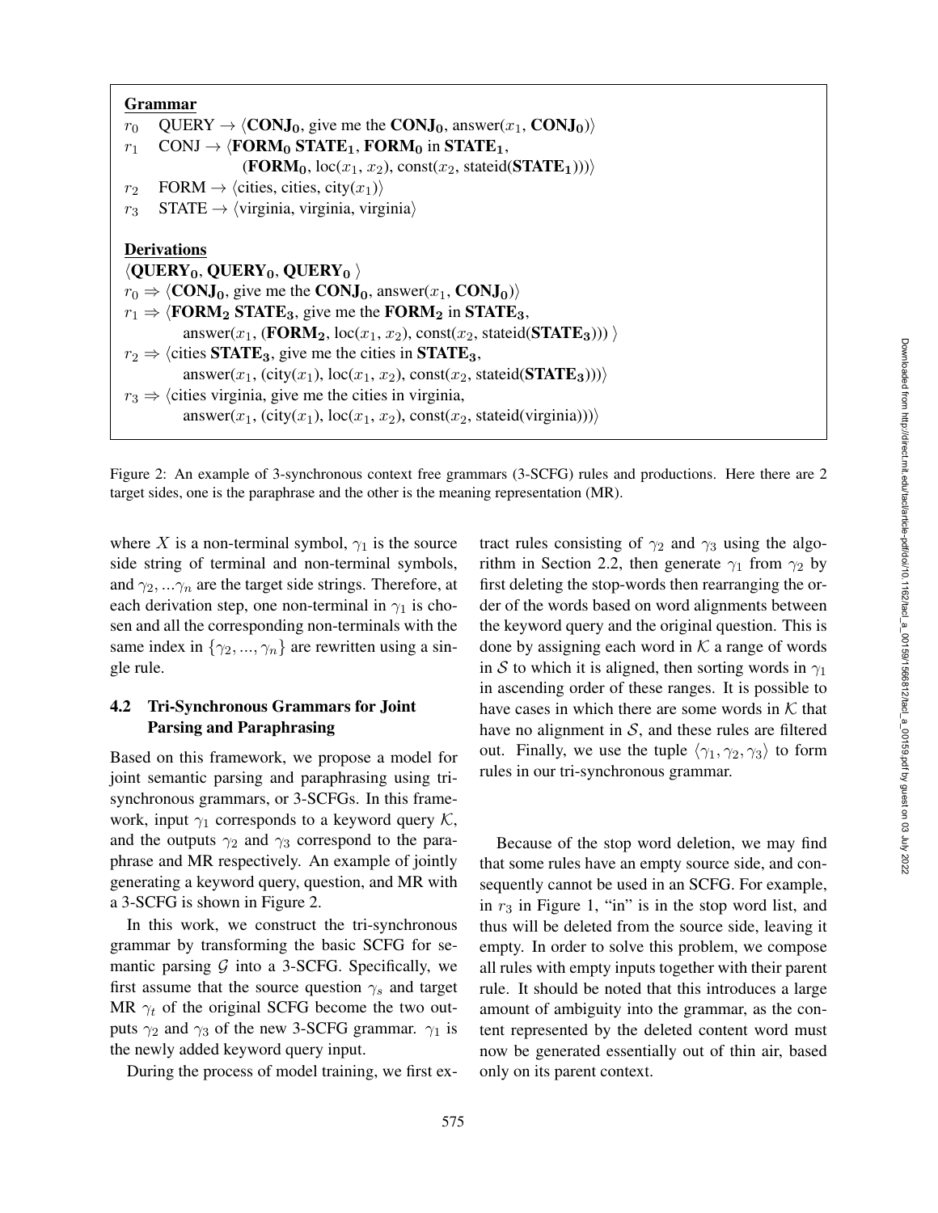**Grammar**

$r_0$ QUERY $\rightarrow \langle$**CONJ$_0$**, give me the **CONJ$_0$**, answer($x_1$, **CONJ$_0$**)$\rangle$

$r_1$ CONJ $\rightarrow \langle$**FORM$_0$ STATE$_1$**, **FORM$_0$** in **STATE$_1$**,
(**FORM$_0$**, loc($x_1$, $x_2$), const($x_2$, stateid(**STATE$_1$**)))$\rangle$

$r_2$ FORM $\rightarrow \langle$cities, cities, city($x_1$)$\rangle$

$r_3$ STATE $\rightarrow \langle$virginia, virginia, virginia$\rangle$

**Derivations**

$\langle$**QUERY$_0$**, **QUERY$_0$**, **QUERY$_0$** $\rangle$

$r_0 \Rightarrow \langle$**CONJ$_0$**, give me the **CONJ$_0$**, answer($x_1$, **CONJ$_0$**)$\rangle$

$r_1 \Rightarrow \langle$**FORM$_2$ STATE$_3$**, give me the **FORM$_2$** in **STATE$_3$**,
answer($x_1$, (**FORM$_2$**, loc($x_1$, $x_2$), const($x_2$, stateid(**STATE$_3$**))) $\rangle$

$r_2 \Rightarrow \langle$cities **STATE$_3$**, give me the cities in **STATE$_3$**,
answer($x_1$, (city($x_1$), loc($x_1$, $x_2$), const($x_2$, stateid(**STATE$_3$**))))$\rangle$

$r_3 \Rightarrow \langle$cities virginia, give me the cities in virginia,
answer($x_1$, (city($x_1$), loc($x_1$, $x_2$), const($x_2$, stateid(virginia))))$\rangle$

Figure 2: An example of 3-synchronous context free grammars (3-SCFG) rules and productions. Here there are 2 target sides, one is the paraphrase and the other is the meaning representation (MR).

where $X$ is a non-terminal symbol, $\gamma_1$ is the source side string of terminal and non-terminal symbols, and $\gamma_2, ...\gamma_n$ are the target side strings. Therefore, at each derivation step, one non-terminal in $\gamma_1$ is chosen and all the corresponding non-terminals with the same index in $\{\gamma_2, ..., \gamma_n\}$ are rewritten using a single rule.

## 4.2 Tri-Synchronous Grammars for Joint Parsing and Paraphrasing

Based on this framework, we propose a model for joint semantic parsing and paraphrasing using tri-synchronous grammars, or 3-SCFGs. In this framework, input $\gamma_1$ corresponds to a keyword query $\mathcal{K}$, and the outputs $\gamma_2$ and $\gamma_3$ correspond to the paraphrase and MR respectively. An example of jointly generating a keyword query, question, and MR with a 3-SCFG is shown in Figure 2.

In this work, we construct the tri-synchronous grammar by transforming the basic SCFG for semantic parsing $\mathcal{G}$ into a 3-SCFG. Specifically, we first assume that the source question $\gamma_s$ and target MR $\gamma_t$ of the original SCFG become the two outputs $\gamma_2$ and $\gamma_3$ of the new 3-SCFG grammar. $\gamma_1$ is the newly added keyword query input.

During the process of model training, we first extract rules consisting of $\gamma_2$ and $\gamma_3$ using the algorithm in Section 2.2, then generate $\gamma_1$ from $\gamma_2$ by first deleting the stop-words then rearranging the order of the words based on word alignments between the keyword query and the original question. This is done by assigning each word in $\mathcal{K}$ a range of words in $\mathcal{S}$ to which it is aligned, then sorting words in $\gamma_1$ in ascending order of these ranges. It is possible to have cases in which there are some words in $\mathcal{K}$ that have no alignment in $\mathcal{S}$, and these rules are filtered out. Finally, we use the tuple $\langle\gamma_1, \gamma_2, \gamma_3\rangle$ to form rules in our tri-synchronous grammar.

Because of the stop word deletion, we may find that some rules have an empty source side, and consequently cannot be used in an SCFG. For example, in $r_3$ in Figure 1, "in" is in the stop word list, and thus will be deleted from the source side, leaving it empty. In order to solve this problem, we compose all rules with empty inputs together with their parent rule. It should be noted that this introduces a large amount of ambiguity into the grammar, as the content represented by the deleted content word must now be generated essentially out of thin air, based only on its parent context.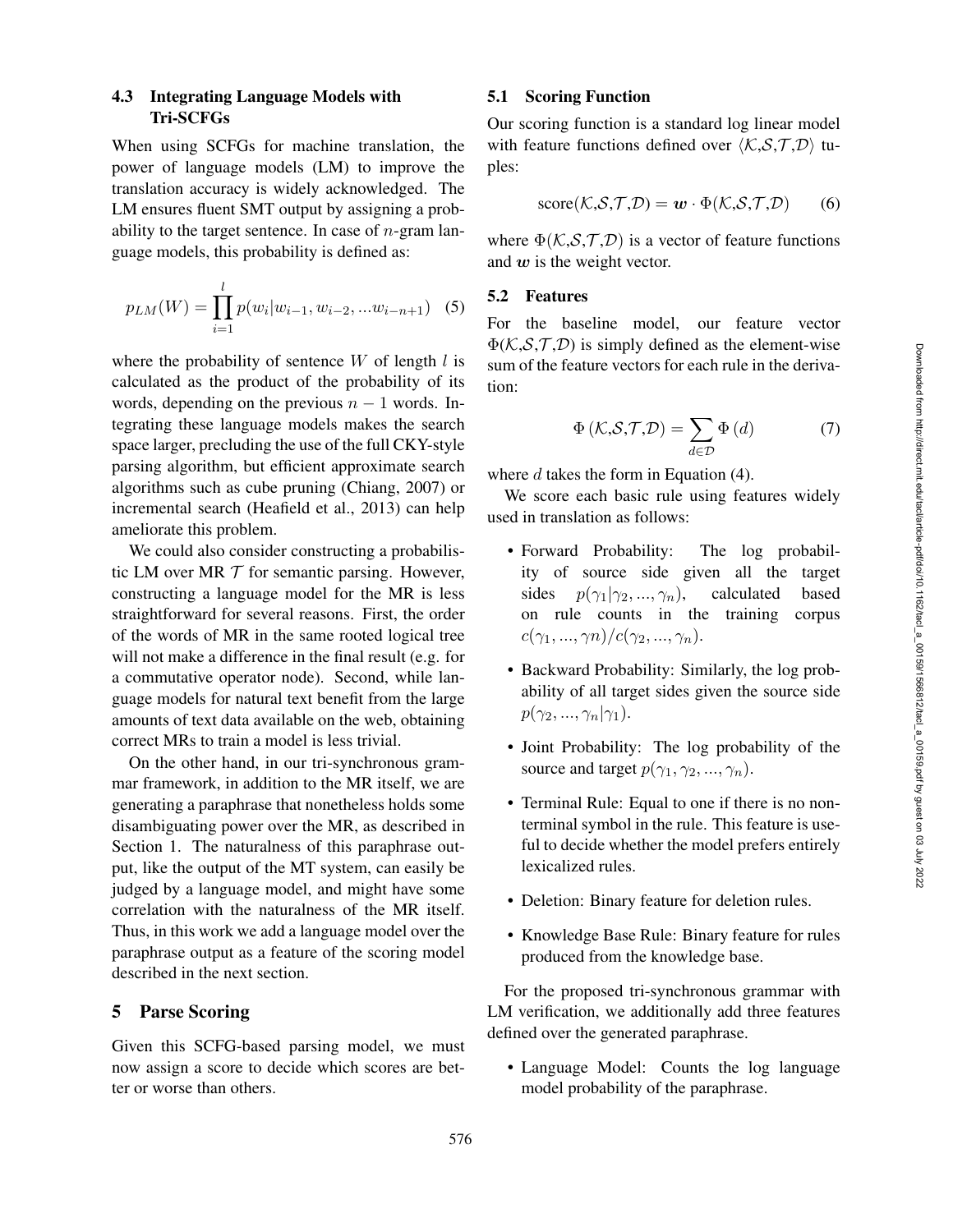### 4.3 Integrating Language Models with Tri-SCFGs

When using SCFGs for machine translation, the power of language models (LM) to improve the translation accuracy is widely acknowledged. The LM ensures fluent SMT output by assigning a probability to the target sentence. In case of $n$-gram language models, this probability is defined as:

$$p_{LM}(W) = \prod_{i=1}^{l} p(w_i | w_{i-1}, w_{i-2}, ...w_{i-n+1}) \quad (5)$$

where the probability of sentence $W$ of length $l$ is calculated as the product of the probability of its words, depending on the previous $n - 1$ words. Integrating these language models makes the search space larger, precluding the use of the full CKY-style parsing algorithm, but efficient approximate search algorithms such as cube pruning (Chiang, 2007) or incremental search (Heafield et al., 2013) can help ameliorate this problem.

We could also consider constructing a probabilistic LM over MR $\mathcal{T}$ for semantic parsing. However, constructing a language model for the MR is less straightforward for several reasons. First, the order of the words of MR in the same rooted logical tree will not make a difference in the final result (e.g. for a commutative operator node). Second, while language models for natural text benefit from the large amounts of text data available on the web, obtaining correct MRs to train a model is less trivial.

On the other hand, in our tri-synchronous grammar framework, in addition to the MR itself, we are generating a paraphrase that nonetheless holds some disambiguating power over the MR, as described in Section 1. The naturalness of this paraphrase output, like the output of the MT system, can easily be judged by a language model, and might have some correlation with the naturalness of the MR itself. Thus, in this work we add a language model over the paraphrase output as a feature of the scoring model described in the next section.

## 5 Parse Scoring

Given this SCFG-based parsing model, we must now assign a score to decide which scores are better or worse than others.

### 5.1 Scoring Function

Our scoring function is a standard log linear model with feature functions defined over $\langle \mathcal{K}, \mathcal{S}, \mathcal{T}, \mathcal{D} \rangle$ tuples:

$$\text{score}(\mathcal{K}, \mathcal{S}, \mathcal{T}, \mathcal{D}) = \boldsymbol{w} \cdot \Phi(\mathcal{K}, \mathcal{S}, \mathcal{T}, \mathcal{D}) \quad (6)$$

where $\Phi(\mathcal{K}, \mathcal{S}, \mathcal{T}, \mathcal{D})$ is a vector of feature functions and $\boldsymbol{w}$ is the weight vector.

### 5.2 Features

For the baseline model, our feature vector $\Phi(\mathcal{K}, \mathcal{S}, \mathcal{T}, \mathcal{D})$ is simply defined as the element-wise sum of the feature vectors for each rule in the derivation:

$$\Phi(\mathcal{K}, \mathcal{S}, \mathcal{T}, \mathcal{D}) = \sum_{d \in \mathcal{D}} \Phi(d) \quad (7)$$

where $d$ takes the form in Equation (4).

We score each basic rule using features widely used in translation as follows:

- Forward Probability: The log probability of source side given all the target sides $p(\gamma_1 | \gamma_2, ..., \gamma_n)$, calculated based on rule counts in the training corpus $c(\gamma_1, ..., \gamma n)/c(\gamma_2, ..., \gamma_n)$.
- Backward Probability: Similarly, the log probability of all target sides given the source side $p(\gamma_2, ..., \gamma_n | \gamma_1)$.
- Joint Probability: The log probability of the source and target $p(\gamma_1, \gamma_2, ..., \gamma_n)$.
- Terminal Rule: Equal to one if there is no nonterminal symbol in the rule. This feature is useful to decide whether the model prefers entirely lexicalized rules.
- Deletion: Binary feature for deletion rules.
- Knowledge Base Rule: Binary feature for rules produced from the knowledge base.

For the proposed tri-synchronous grammar with LM verification, we additionally add three features defined over the generated paraphrase.

- Language Model: Counts the log language model probability of the paraphrase.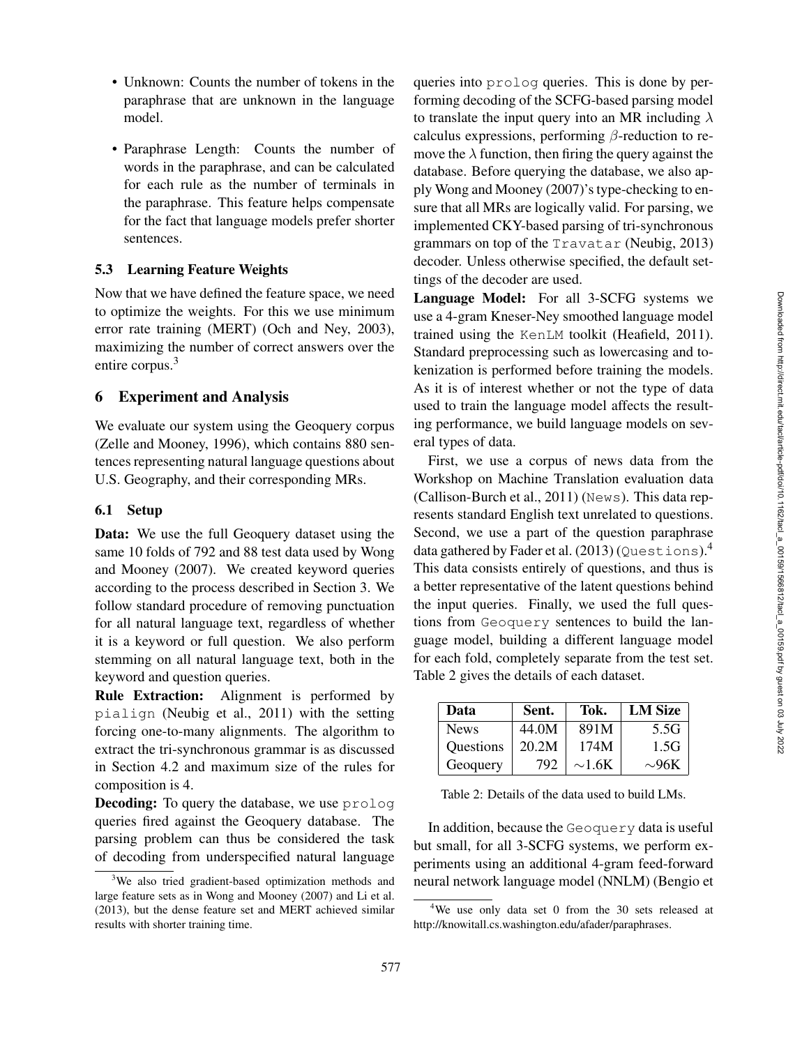- Unknown: Counts the number of tokens in the paraphrase that are unknown in the language model.
- Paraphrase Length: Counts the number of words in the paraphrase, and can be calculated for each rule as the number of terminals in the paraphrase. This feature helps compensate for the fact that language models prefer shorter sentences.

### 5.3 Learning Feature Weights

Now that we have defined the feature space, we need to optimize the weights. For this we use minimum error rate training (MERT) (Och and Ney, 2003), maximizing the number of correct answers over the entire corpus.[3]

## 6 Experiment and Analysis

We evaluate our system using the Geoquery corpus (Zelle and Mooney, 1996), which contains 880 sentences representing natural language questions about U.S. Geography, and their corresponding MRs.

### 6.1 Setup

**Data:** We use the full Geoquery dataset using the same 10 folds of 792 and 88 test data used by Wong and Mooney (2007). We created keyword queries according to the process described in Section 3. We follow standard procedure of removing punctuation for all natural language text, regardless of whether it is a keyword or full question. We also perform stemming on all natural language text, both in the keyword and question queries.

**Rule Extraction:** Alignment is performed by `pialign` (Neubig et al., 2011) with the setting forcing one-to-many alignments. The algorithm to extract the tri-synchronous grammar is as discussed in Section 4.2 and maximum size of the rules for composition is 4.

**Decoding:** To query the database, we use `prolog` queries fired against the Geoquery database. The parsing problem can thus be considered the task of decoding from underspecified natural language queries into `prolog` queries. This is done by performing decoding of the SCFG-based parsing model to translate the input query into an MR including $\lambda$ calculus expressions, performing $\beta$-reduction to remove the $\lambda$ function, then firing the query against the database. Before querying the database, we also apply Wong and Mooney (2007)'s type-checking to ensure that all MRs are logically valid. For parsing, we implemented CKY-based parsing of tri-synchronous grammars on top of the `Travatar` (Neubig, 2013) decoder. Unless otherwise specified, the default settings of the decoder are used.

**Language Model:** For all 3-SCFG systems we use a 4-gram Kneser-Ney smoothed language model trained using the `KenLM` toolkit (Heafield, 2011). Standard preprocessing such as lowercasing and tokenization is performed before training the models. As it is of interest whether or not the type of data used to train the language model affects the resulting performance, we build language models on several types of data.

First, we use a corpus of news data from the Workshop on Machine Translation evaluation data (Callison-Burch et al., 2011) (`News`). This data represents standard English text unrelated to questions. Second, we use a part of the question paraphrase data gathered by Fader et al. (2013) (`Questions`).[4] This data consists entirely of questions, and thus is a better representative of the latent questions behind the input queries. Finally, we used the full questions from `Geoquery` sentences to build the language model, building a different language model for each fold, completely separate from the test set. Table 2 gives the details of each dataset.

| Data | Sent. | Tok. | LM Size |
|---|---|---|---|
| News | 44.0M | 891M | 5.5G |
| Questions | 20.2M | 174M | 1.5G |
| Geoquery | 792 | ~1.6K | ~96K |

Table 2: Details of the data used to build LMs.

In addition, because the `Geoquery` data is useful but small, for all 3-SCFG systems, we perform experiments using an additional 4-gram feed-forward neural network language model (NNLM) (Bengio et

[3] We also tried gradient-based optimization methods and large feature sets as in Wong and Mooney (2007) and Li et al. (2013), but the dense feature set and MERT achieved similar results with shorter training time.

[4] We use only data set 0 from the 30 sets released at http://knowitall.cs.washington.edu/afader/paraphrases.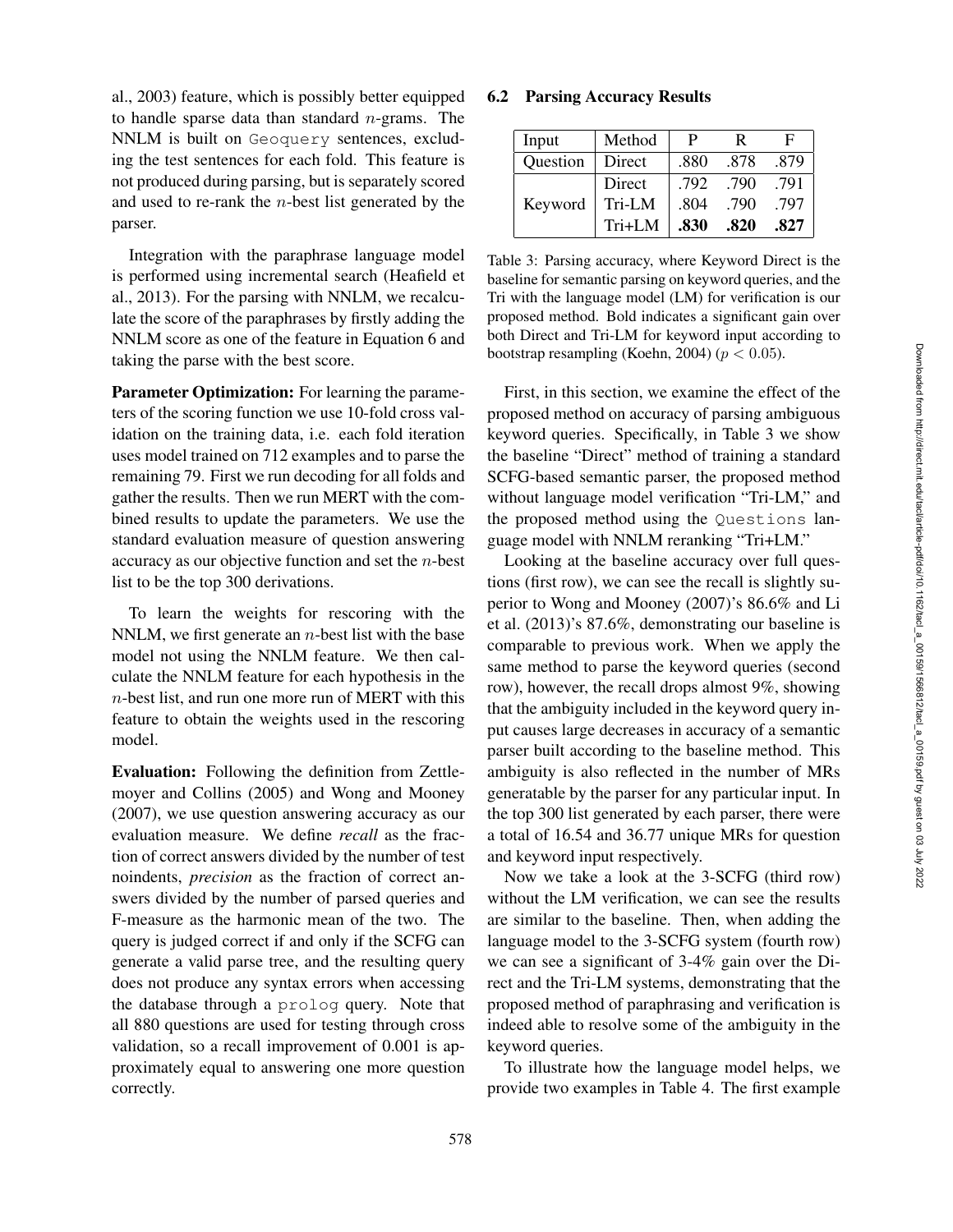al., 2003) feature, which is possibly better equipped to handle sparse data than standard $n$-grams. The NNLM is built on Geoquery sentences, excluding the test sentences for each fold. This feature is not produced during parsing, but is separately scored and used to re-rank the $n$-best list generated by the parser.

Integration with the paraphrase language model is performed using incremental search (Heafield et al., 2013). For the parsing with NNLM, we recalculate the score of the paraphrases by firstly adding the NNLM score as one of the feature in Equation 6 and taking the parse with the best score.

**Parameter Optimization:** For learning the parameters of the scoring function we use 10-fold cross validation on the training data, i.e. each fold iteration uses model trained on 712 examples and to parse the remaining 79. First we run decoding for all folds and gather the results. Then we run MERT with the combined results to update the parameters. We use the standard evaluation measure of question answering accuracy as our objective function and set the $n$-best list to be the top 300 derivations.

To learn the weights for rescoring with the NNLM, we first generate an $n$-best list with the base model not using the NNLM feature. We then calculate the NNLM feature for each hypothesis in the $n$-best list, and run one more run of MERT with this feature to obtain the weights used in the rescoring model.

**Evaluation:** Following the definition from Zettlemoyer and Collins (2005) and Wong and Mooney (2007), we use question answering accuracy as our evaluation measure. We define *recall* as the fraction of correct answers divided by the number of test noindents, *precision* as the fraction of correct answers divided by the number of parsed queries and F-measure as the harmonic mean of the two. The query is judged correct if and only if the SCFG can generate a valid parse tree, and the resulting query does not produce any syntax errors when accessing the database through a prolog query. Note that all 880 questions are used for testing through cross validation, so a recall improvement of 0.001 is approximately equal to answering one more question correctly.

## 6.2 Parsing Accuracy Results

| Input | Method | P | R | F |
|---|---|---|---|---|
| Question | Direct | .880 | .878 | .879 |
| Keyword | Direct | .792 | .790 | .791 |
| | Tri-LM | .804 | .790 | .797 |
| | Tri+LM | **.830** | **.820** | **.827** |

Table 3: Parsing accuracy, where Keyword Direct is the baseline for semantic parsing on keyword queries, and the Tri with the language model (LM) for verification is our proposed method. Bold indicates a significant gain over both Direct and Tri-LM for keyword input according to bootstrap resampling (Koehn, 2004) ($p < 0.05$).

First, in this section, we examine the effect of the proposed method on accuracy of parsing ambiguous keyword queries. Specifically, in Table 3 we show the baseline "Direct" method of training a standard SCFG-based semantic parser, the proposed method without language model verification "Tri-LM," and the proposed method using the Questions language model with NNLM reranking "Tri+LM."

Looking at the baseline accuracy over full questions (first row), we can see the recall is slightly superior to Wong and Mooney (2007)'s 86.6% and Li et al. (2013)'s 87.6%, demonstrating our baseline is comparable to previous work. When we apply the same method to parse the keyword queries (second row), however, the recall drops almost 9%, showing that the ambiguity included in the keyword query input causes large decreases in accuracy of a semantic parser built according to the baseline method. This ambiguity is also reflected in the number of MRs generatable by the parser for any particular input. In the top 300 list generated by each parser, there were a total of 16.54 and 36.77 unique MRs for question and keyword input respectively.

Now we take a look at the 3-SCFG (third row) without the LM verification, we can see the results are similar to the baseline. Then, when adding the language model to the 3-SCFG system (fourth row) we can see a significant of 3-4% gain over the Direct and the Tri-LM systems, demonstrating that the proposed method of paraphrasing and verification is indeed able to resolve some of the ambiguity in the keyword queries.

To illustrate how the language model helps, we provide two examples in Table 4. The first example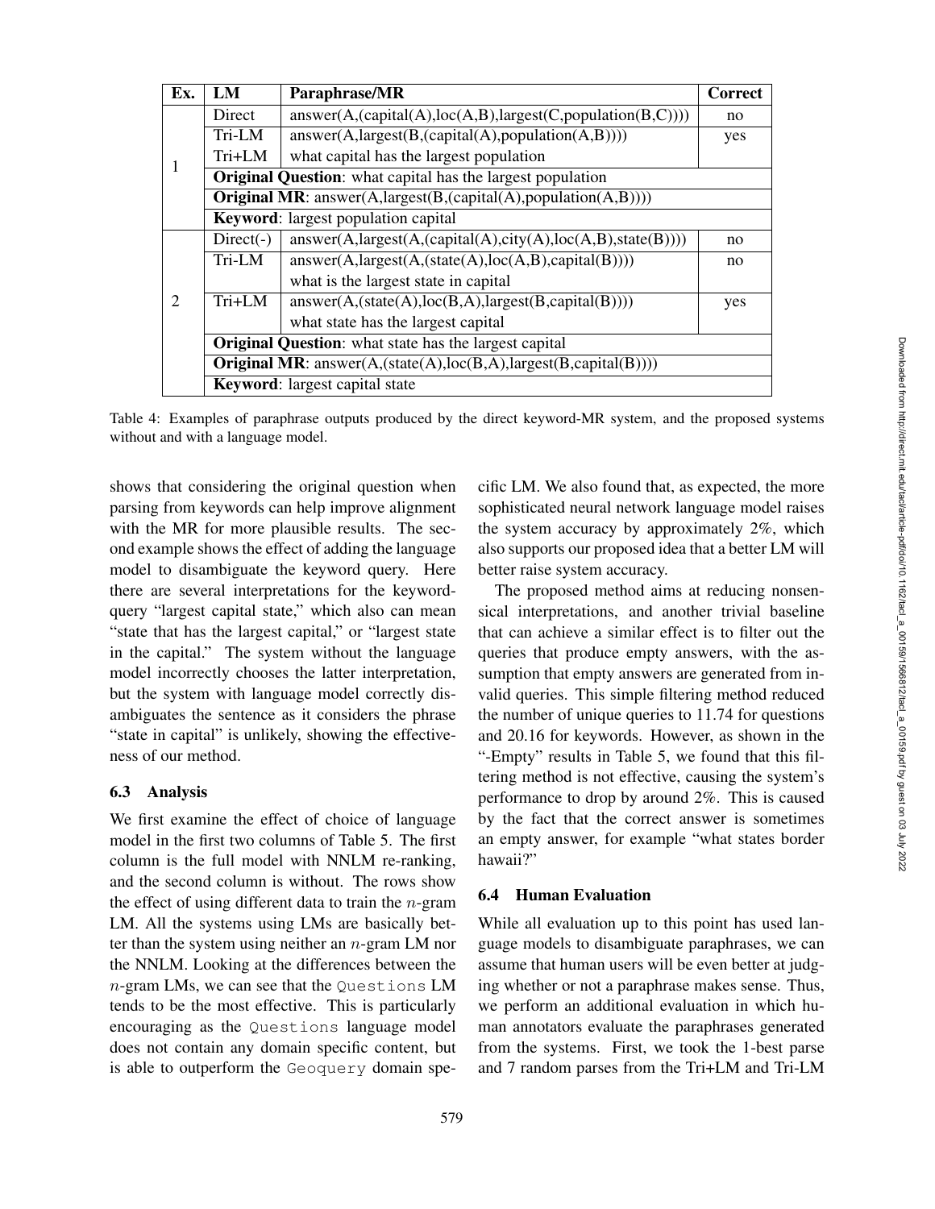| Ex. | LM | Paraphrase/MR | Correct |
| --- | --- | --- | --- |
| 1 | Direct | answer(A,(capital(A),loc(A,B),largest(C,population(B,C)))) | no |
| | Tri-LM | answer(A,largest(B,(capital(A),population(A,B)))) | yes |
| | Tri+LM | what capital has the largest population | |
| | **Original Question**: what capital has the largest population | | |
| | **Original MR**: answer(A,largest(B,(capital(A),population(A,B)))) | | |
| | **Keyword**: largest population capital | | |
| 2 | Direct(-) | answer(A,largest(A,(capital(A),city(A),loc(A,B),state(B)))) | no |
| | Tri-LM | answer(A,largest(A,(state(A),loc(A,B),capital(B)))) | no |
| | | what is the largest state in capital | |
| | Tri+LM | answer(A,(state(A),loc(B,A),largest(B,capital(B)))) | yes |
| | | what state has the largest capital | |
| | **Original Question**: what state has the largest capital | | |
| | **Original MR**: answer(A,(state(A),loc(B,A),largest(B,capital(B)))) | | |
| | **Keyword**: largest capital state | | |

Table 4: Examples of paraphrase outputs produced by the direct keyword-MR system, and the proposed systems without and with a language model.

shows that considering the original question when parsing from keywords can help improve alignment with the MR for more plausible results. The second example shows the effect of adding the language model to disambiguate the keyword query. Here there are several interpretations for the keyword-query "largest capital state," which also can mean "state that has the largest capital," or "largest state in the capital." The system without the language model incorrectly chooses the latter interpretation, but the system with language model correctly disambiguates the sentence as it considers the phrase "state in capital" is unlikely, showing the effectiveness of our method.

### 6.3 Analysis

We first examine the effect of choice of language model in the first two columns of Table 5. The first column is the full model with NNLM re-ranking, and the second column is without. The rows show the effect of using different data to train the $n$-gram LM. All the systems using LMs are basically better than the system using neither an $n$-gram LM nor the NNLM. Looking at the differences between the $n$-gram LMs, we can see that the `Questions` LM tends to be the most effective. This is particularly encouraging as the `Questions` language model does not contain any domain specific content, but is able to outperform the `Geoquery` domain specific LM. We also found that, as expected, the more sophisticated neural network language model raises the system accuracy by approximately 2%, which also supports our proposed idea that a better LM will better raise system accuracy.

The proposed method aims at reducing nonsensical interpretations, and another trivial baseline that can achieve a similar effect is to filter out the queries that produce empty answers, with the assumption that empty answers are generated from invalid queries. This simple filtering method reduced the number of unique queries to 11.74 for questions and 20.16 for keywords. However, as shown in the "-Empty" results in Table 5, we found that this filtering method is not effective, causing the system's performance to drop by around 2%. This is caused by the fact that the correct answer is sometimes an empty answer, for example "what states border hawaii?"

### 6.4 Human Evaluation

While all evaluation up to this point has used language models to disambiguate paraphrases, we can assume that human users will be even better at judging whether or not a paraphrase makes sense. Thus, we perform an additional evaluation in which human annotators evaluate the paraphrases generated from the systems. First, we took the 1-best parse and 7 random parses from the Tri+LM and Tri-LM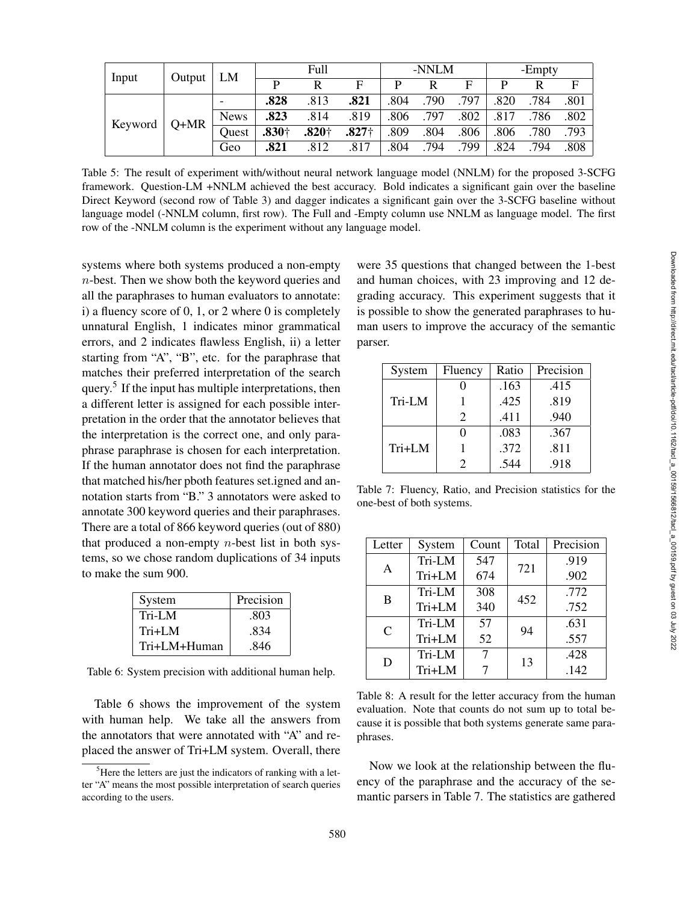| Input | Output | LM | Full | | | -NNLM | | | -Empty | | |
|---|---|---|---|---|---|---|---|---|---|---|---|
| | | | P | R | F | P | R | F | P | R | F |
| Keyword | Q+MR | - | **.828** | .813 | **.821** | .804 | .790 | .797 | .820 | .784 | .801 |
| | | News | **.823** | .814 | .819 | .806 | .797 | .802 | .817 | .786 | .802 |
| | | Quest | **.830**† | **.820**† | **.827**† | .809 | .804 | .806 | .806 | .780 | .793 |
| | | Geo | **.821** | .812 | .817 | .804 | .794 | .799 | .824 | .794 | .808 |

Table 5: The result of experiment with/without neural network language model (NNLM) for the proposed 3-SCFG framework. Question-LM +NNLM achieved the best accuracy. Bold indicates a significant gain over the baseline Direct Keyword (second row of Table 3) and dagger indicates a significant gain over the 3-SCFG baseline without language model (-NNLM column, first row). The Full and -Empty column use NNLM as language model. The first row of the -NNLM column is the experiment without any language model.

systems where both systems produced a non-empty $n$-best. Then we show both the keyword queries and all the paraphrases to human evaluators to annotate: i) a fluency score of 0, 1, or 2 where 0 is completely unnatural English, 1 indicates minor grammatical errors, and 2 indicates flawless English, ii) a letter starting from "A", "B", etc. for the paraphrase that matches their preferred interpretation of the search query.[5] If the input has multiple interpretations, then a different letter is assigned for each possible interpretation in the order that the annotator believes that the interpretation is the correct one, and only paraphrase paraphrase is chosen for each interpretation. If the human annotator does not find the paraphrase that matched his/her pboth features set.igned and annotation starts from "B." 3 annotators were asked to annotate 300 keyword queries and their paraphrases. There are a total of 866 keyword queries (out of 880) that produced a non-empty $n$-best list in both systems, so we chose random duplications of 34 inputs to make the sum 900.

| System | Precision |
|---|---|
| Tri-LM | .803 |
| Tri+LM | .834 |
| Tri+LM+Human | .846 |

Table 6: System precision with additional human help.

Table 6 shows the improvement of the system with human help. We take all the answers from the annotators that were annotated with "A" and replaced the answer of Tri+LM system. Overall, there were 35 questions that changed between the 1-best and human choices, with 23 improving and 12 degrading accuracy. This experiment suggests that it is possible to show the generated paraphrases to human users to improve the accuracy of the semantic parser.

[5] Here the letters are just the indicators of ranking with a letter "A" means the most possible interpretation of search queries according to the users.

| System | Fluency | Ratio | Precision |
|---|---|---|---|
| Tri-LM | 0 | .163 | .415 |
| | 1 | .425 | .819 |
| | 2 | .411 | .940 |
| Tri+LM | 0 | .083 | .367 |
| | 1 | .372 | .811 |
| | 2 | .544 | .918 |

Table 7: Fluency, Ratio, and Precision statistics for the one-best of both systems.

| Letter | System | Count | Total | Precision |
|---|---|---|---|---|
| A | Tri-LM | 547 | 721 | .919 |
| | Tri+LM | 674 | | .902 |
| B | Tri-LM | 308 | 452 | .772 |
| | Tri+LM | 340 | | .752 |
| C | Tri-LM | 57 | 94 | .631 |
| | Tri+LM | 52 | | .557 |
| D | Tri-LM | 7 | 13 | .428 |
| | Tri+LM | 7 | | .142 |

Table 8: A result for the letter accuracy from the human evaluation. Note that counts do not sum up to total because it is possible that both systems generate same paraphrases.

Now we look at the relationship between the fluency of the paraphrase and the accuracy of the semantic parsers in Table 7. The statistics are gathered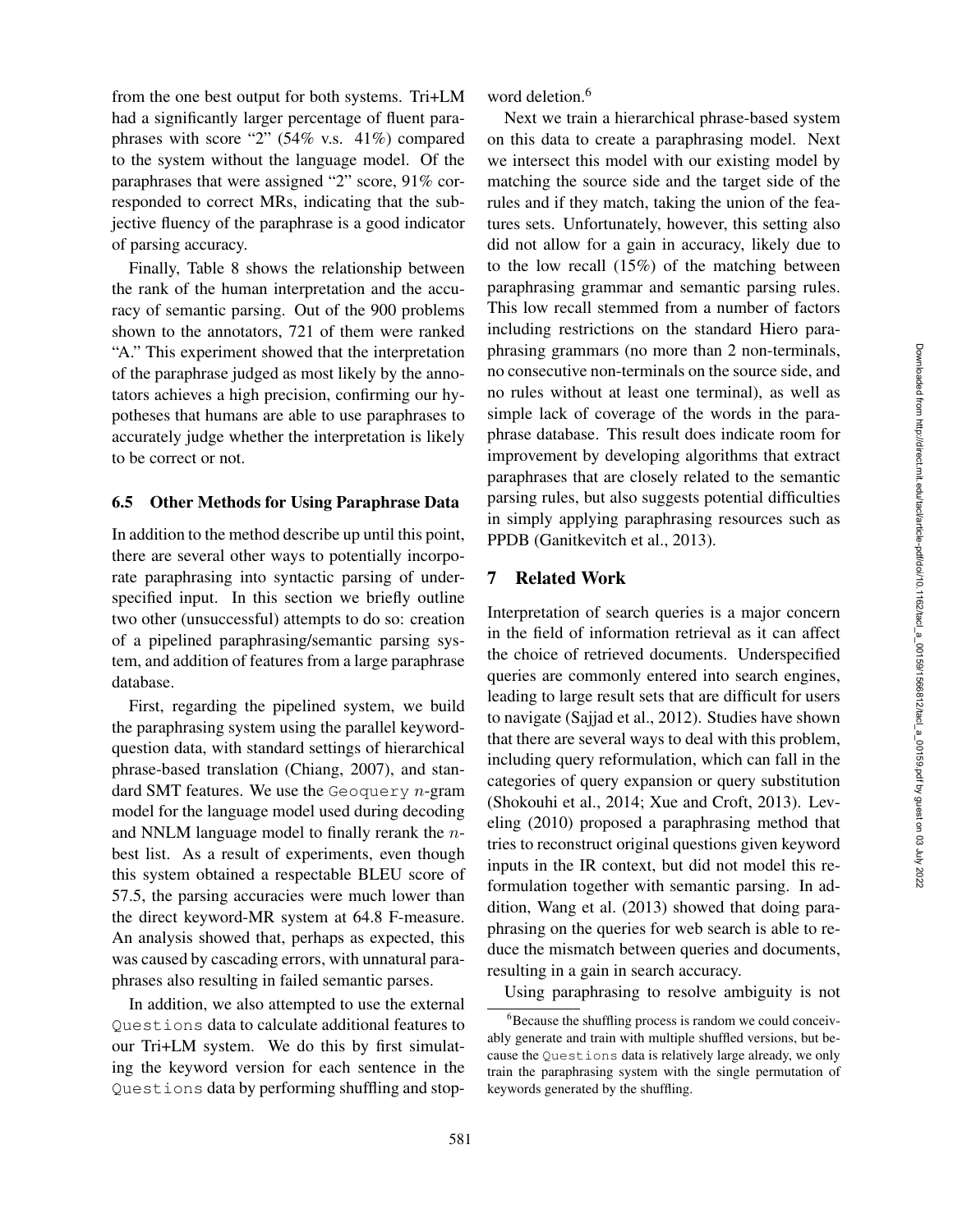from the one best output for both systems. Tri+LM had a significantly larger percentage of fluent paraphrases with score "2" (54% v.s. 41%) compared to the system without the language model. Of the paraphrases that were assigned "2" score, 91% corresponded to correct MRs, indicating that the subjective fluency of the paraphrase is a good indicator of parsing accuracy.

Finally, Table 8 shows the relationship between the rank of the human interpretation and the accuracy of semantic parsing. Out of the 900 problems shown to the annotators, 721 of them were ranked "A." This experiment showed that the interpretation of the paraphrase judged as most likely by the annotators achieves a high precision, confirming our hypotheses that humans are able to use paraphrases to accurately judge whether the interpretation is likely to be correct or not.

### 6.5 Other Methods for Using Paraphrase Data

In addition to the method describe up until this point, there are several other ways to potentially incorporate paraphrasing into syntactic parsing of underspecified input. In this section we briefly outline two other (unsuccessful) attempts to do so: creation of a pipelined paraphrasing/semantic parsing system, and addition of features from a large paraphrase database.

First, regarding the pipelined system, we build the paraphrasing system using the parallel keyword-question data, with standard settings of hierarchical phrase-based translation (Chiang, 2007), and standard SMT features. We use the `Geoquery` $n$-gram model for the language model used during decoding and NNLM language model to finally rerank the $n$-best list. As a result of experiments, even though this system obtained a respectable BLEU score of 57.5, the parsing accuracies were much lower than the direct keyword-MR system at 64.8 F-measure. An analysis showed that, perhaps as expected, this was caused by cascading errors, with unnatural paraphrases also resulting in failed semantic parses.

In addition, we also attempted to use the external `Questions` data to calculate additional features to our Tri+LM system. We do this by first simulating the keyword version for each sentence in the `Questions` data by performing shuffling and stopword deletion.[6]

Next we train a hierarchical phrase-based system on this data to create a paraphrasing model. Next we intersect this model with our existing model by matching the source side and the target side of the rules and if they match, taking the union of the features sets. Unfortunately, however, this setting also did not allow for a gain in accuracy, likely due to to the low recall (15%) of the matching between paraphrasing grammar and semantic parsing rules. This low recall stemmed from a number of factors including restrictions on the standard Hiero paraphrasing grammars (no more than 2 non-terminals, no consecutive non-terminals on the source side, and no rules without at least one terminal), as well as simple lack of coverage of the words in the paraphrase database. This result does indicate room for improvement by developing algorithms that extract paraphrases that are closely related to the semantic parsing rules, but also suggests potential difficulties in simply applying paraphrasing resources such as PPDB (Ganitkevitch et al., 2013).

## 7 Related Work

Interpretation of search queries is a major concern in the field of information retrieval as it can affect the choice of retrieved documents. Underspecified queries are commonly entered into search engines, leading to large result sets that are difficult for users to navigate (Sajjad et al., 2012). Studies have shown that there are several ways to deal with this problem, including query reformulation, which can fall in the categories of query expansion or query substitution (Shokouhi et al., 2014; Xue and Croft, 2013). Leveling (2010) proposed a paraphrasing method that tries to reconstruct original questions given keyword inputs in the IR context, but did not model this reformulation together with semantic parsing. In addition, Wang et al. (2013) showed that doing paraphrasing on the queries for web search is able to reduce the mismatch between queries and documents, resulting in a gain in search accuracy.

Using paraphrasing to resolve ambiguity is not

[6] Because the shuffling process is random we could conceivably generate and train with multiple shuffled versions, but because the `Questions` data is relatively large already, we only train the paraphrasing system with the single permutation of keywords generated by the shuffling.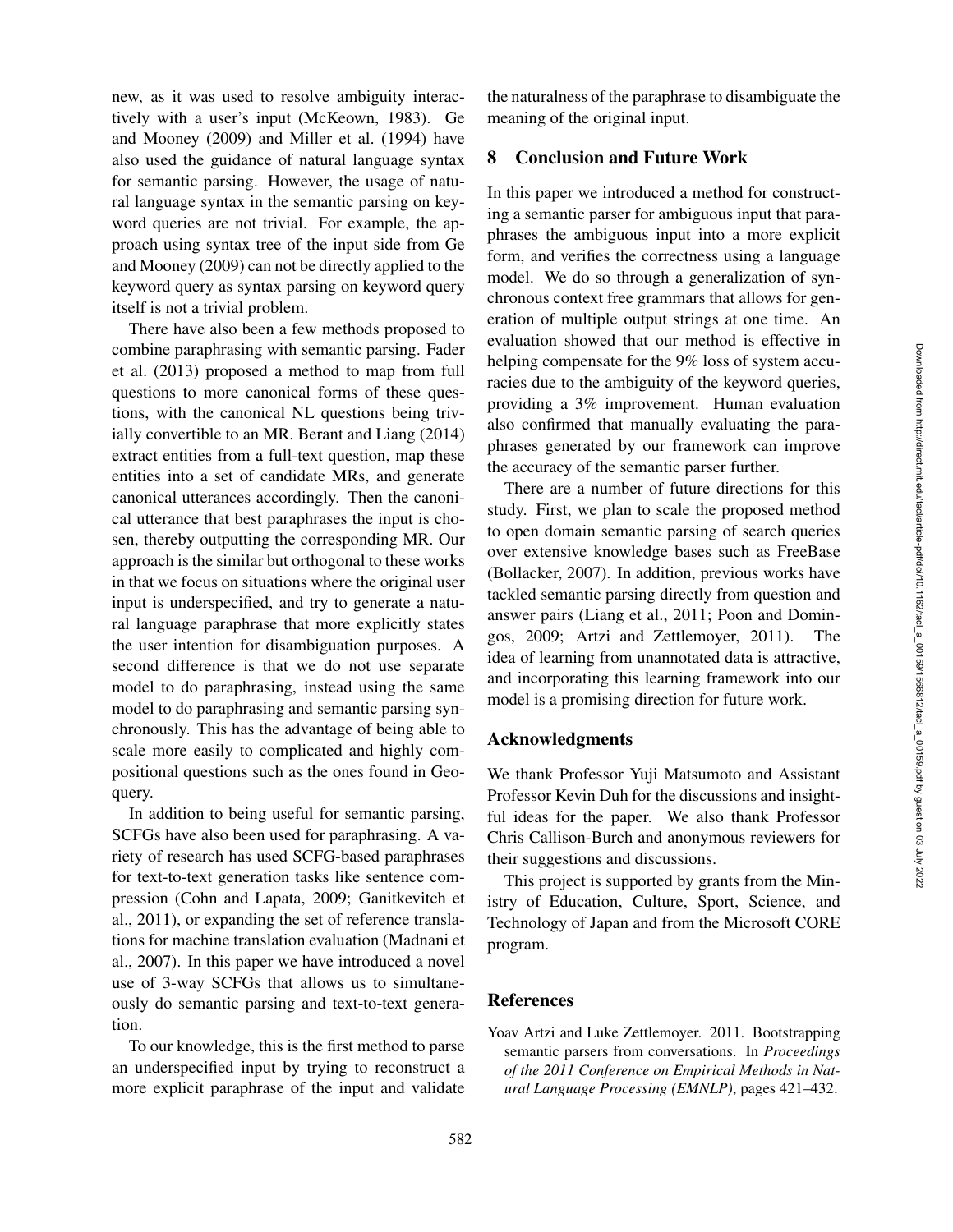new, as it was used to resolve ambiguity interactively with a user's input (McKeown, 1983). Ge and Mooney (2009) and Miller et al. (1994) have also used the guidance of natural language syntax for semantic parsing. However, the usage of natural language syntax in the semantic parsing on keyword queries are not trivial. For example, the approach using syntax tree of the input side from Ge and Mooney (2009) can not be directly applied to the keyword query as syntax parsing on keyword query itself is not a trivial problem.

There have also been a few methods proposed to combine paraphrasing with semantic parsing. Fader et al. (2013) proposed a method to map from full questions to more canonical forms of these questions, with the canonical NL questions being trivially convertible to an MR. Berant and Liang (2014) extract entities from a full-text question, map these entities into a set of candidate MRs, and generate canonical utterances accordingly. Then the canonical utterance that best paraphrases the input is chosen, thereby outputting the corresponding MR. Our approach is the similar but orthogonal to these works in that we focus on situations where the original user input is underspecified, and try to generate a natural language paraphrase that more explicitly states the user intention for disambiguation purposes. A second difference is that we do not use separate model to do paraphrasing, instead using the same model to do paraphrasing and semantic parsing synchronously. This has the advantage of being able to scale more easily to complicated and highly compositional questions such as the ones found in Geoquery.

In addition to being useful for semantic parsing, SCFGs have also been used for paraphrasing. A variety of research has used SCFG-based paraphrases for text-to-text generation tasks like sentence compression (Cohn and Lapata, 2009; Ganitkevitch et al., 2011), or expanding the set of reference translations for machine translation evaluation (Madnani et al., 2007). In this paper we have introduced a novel use of 3-way SCFGs that allows us to simultaneously do semantic parsing and text-to-text generation.

To our knowledge, this is the first method to parse an underspecified input by trying to reconstruct a more explicit paraphrase of the input and validate the naturalness of the paraphrase to disambiguate the meaning of the original input.

## 8 Conclusion and Future Work

In this paper we introduced a method for constructing a semantic parser for ambiguous input that paraphrases the ambiguous input into a more explicit form, and verifies the correctness using a language model. We do so through a generalization of synchronous context free grammars that allows for generation of multiple output strings at one time. An evaluation showed that our method is effective in helping compensate for the 9% loss of system accuracies due to the ambiguity of the keyword queries, providing a 3% improvement. Human evaluation also confirmed that manually evaluating the paraphrases generated by our framework can improve the accuracy of the semantic parser further.

There are a number of future directions for this study. First, we plan to scale the proposed method to open domain semantic parsing of search queries over extensive knowledge bases such as FreeBase (Bollacker, 2007). In addition, previous works have tackled semantic parsing directly from question and answer pairs (Liang et al., 2011; Poon and Domingos, 2009; Artzi and Zettlemoyer, 2011). The idea of learning from unannotated data is attractive, and incorporating this learning framework into our model is a promising direction for future work.

## Acknowledgments

We thank Professor Yuji Matsumoto and Assistant Professor Kevin Duh for the discussions and insightful ideas for the paper. We also thank Professor Chris Callison-Burch and anonymous reviewers for their suggestions and discussions.

This project is supported by grants from the Ministry of Education, Culture, Sport, Science, and Technology of Japan and from the Microsoft CORE program.

## References

Yoav Artzi and Luke Zettlemoyer. 2011. Bootstrapping semantic parsers from conversations. In *Proceedings of the 2011 Conference on Empirical Methods in Natural Language Processing (EMNLP)*, pages 421–432.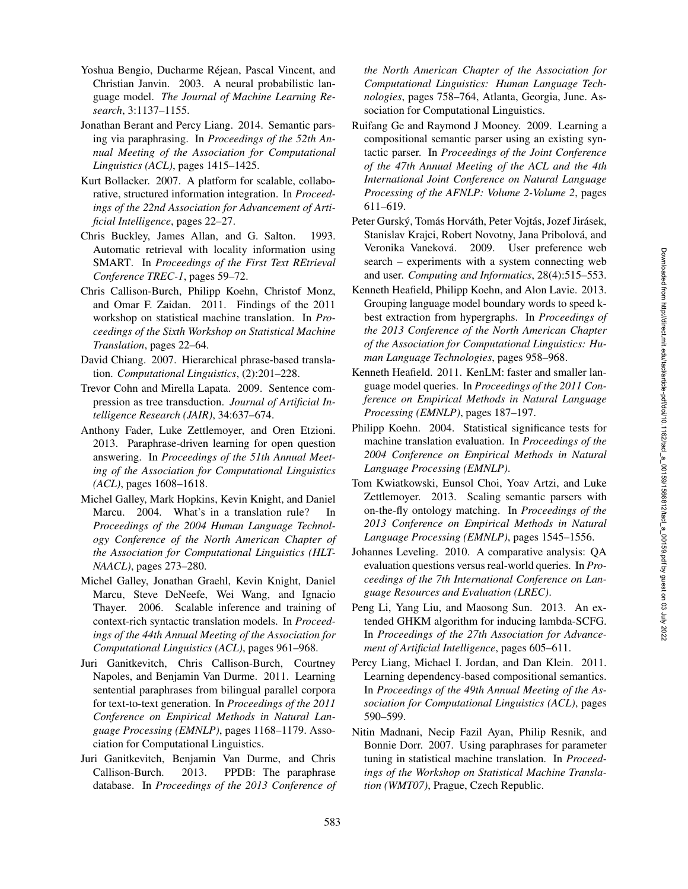Yoshua Bengio, Ducharme Réjean, Pascal Vincent, and Christian Janvin. 2003. A neural probabilistic language model. *The Journal of Machine Learning Research*, 3:1137–1155.

Jonathan Berant and Percy Liang. 2014. Semantic parsing via paraphrasing. In *Proceedings of the 52th Annual Meeting of the Association for Computational Linguistics (ACL)*, pages 1415–1425.

Kurt Bollacker. 2007. A platform for scalable, collaborative, structured information integration. In *Proceedings of the 22nd Association for Advancement of Artificial Intelligence*, pages 22–27.

Chris Buckley, James Allan, and G. Salton. 1993. Automatic retrieval with locality information using SMART. In *Proceedings of the First Text REtrieval Conference TREC-1*, pages 59–72.

Chris Callison-Burch, Philipp Koehn, Christof Monz, and Omar F. Zaidan. 2011. Findings of the 2011 workshop on statistical machine translation. In *Proceedings of the Sixth Workshop on Statistical Machine Translation*, pages 22–64.

David Chiang. 2007. Hierarchical phrase-based translation. *Computational Linguistics*, (2):201–228.

Trevor Cohn and Mirella Lapata. 2009. Sentence compression as tree transduction. *Journal of Artificial Intelligence Research (JAIR)*, 34:637–674.

Anthony Fader, Luke Zettlemoyer, and Oren Etzioni. 2013. Paraphrase-driven learning for open question answering. In *Proceedings of the 51th Annual Meeting of the Association for Computational Linguistics (ACL)*, pages 1608–1618.

Michel Galley, Mark Hopkins, Kevin Knight, and Daniel Marcu. 2004. What's in a translation rule? In *Proceedings of the 2004 Human Language Technology Conference of the North American Chapter of the Association for Computational Linguistics (HLT-NAACL)*, pages 273–280.

Michel Galley, Jonathan Graehl, Kevin Knight, Daniel Marcu, Steve DeNeefe, Wei Wang, and Ignacio Thayer. 2006. Scalable inference and training of context-rich syntactic translation models. In *Proceedings of the 44th Annual Meeting of the Association for Computational Linguistics (ACL)*, pages 961–968.

Juri Ganitkevitch, Chris Callison-Burch, Courtney Napoles, and Benjamin Van Durme. 2011. Learning sentential paraphrases from bilingual parallel corpora for text-to-text generation. In *Proceedings of the 2011 Conference on Empirical Methods in Natural Language Processing (EMNLP)*, pages 1168–1179. Association for Computational Linguistics.

Juri Ganitkevitch, Benjamin Van Durme, and Chris Callison-Burch. 2013. PPDB: The paraphrase database. In *Proceedings of the 2013 Conference of the North American Chapter of the Association for Computational Linguistics: Human Language Technologies*, pages 758–764, Atlanta, Georgia, June. Association for Computational Linguistics.

Ruifang Ge and Raymond J Mooney. 2009. Learning a compositional semantic parser using an existing syntactic parser. In *Proceedings of the Joint Conference of the 47th Annual Meeting of the ACL and the 4th International Joint Conference on Natural Language Processing of the AFNLP: Volume 2-Volume 2*, pages 611–619.

Peter Gurský, Tomás Horváth, Peter Vojtás, Jozef Jirásek, Stanislav Krajci, Robert Novotny, Jana Pribolová, and Veronika Vaneková. 2009. User preference web search – experiments with a system connecting web and user. *Computing and Informatics*, 28(4):515–553.

Kenneth Heafield, Philipp Koehn, and Alon Lavie. 2013. Grouping language model boundary words to speed k-best extraction from hypergraphs. In *Proceedings of the 2013 Conference of the North American Chapter of the Association for Computational Linguistics: Human Language Technologies*, pages 958–968.

Kenneth Heafield. 2011. KenLM: faster and smaller language model queries. In *Proceedings of the 2011 Conference on Empirical Methods in Natural Language Processing (EMNLP)*, pages 187–197.

Philipp Koehn. 2004. Statistical significance tests for machine translation evaluation. In *Proceedings of the 2004 Conference on Empirical Methods in Natural Language Processing (EMNLP)*.

Tom Kwiatkowski, Eunsol Choi, Yoav Artzi, and Luke Zettlemoyer. 2013. Scaling semantic parsers with on-the-fly ontology matching. In *Proceedings of the 2013 Conference on Empirical Methods in Natural Language Processing (EMNLP)*, pages 1545–1556.

Johannes Leveling. 2010. A comparative analysis: QA evaluation questions versus real-world queries. In *Proceedings of the 7th International Conference on Language Resources and Evaluation (LREC)*.

Peng Li, Yang Liu, and Maosong Sun. 2013. An extended GHKM algorithm for inducing lambda-SCFG. In *Proceedings of the 27th Association for Advancement of Artificial Intelligence*, pages 605–611.

Percy Liang, Michael I. Jordan, and Dan Klein. 2011. Learning dependency-based compositional semantics. In *Proceedings of the 49th Annual Meeting of the Association for Computational Linguistics (ACL)*, pages 590–599.

Nitin Madnani, Necip Fazil Ayan, Philip Resnik, and Bonnie Dorr. 2007. Using paraphrases for parameter tuning in statistical machine translation. In *Proceedings of the Workshop on Statistical Machine Translation (WMT07)*, Prague, Czech Republic.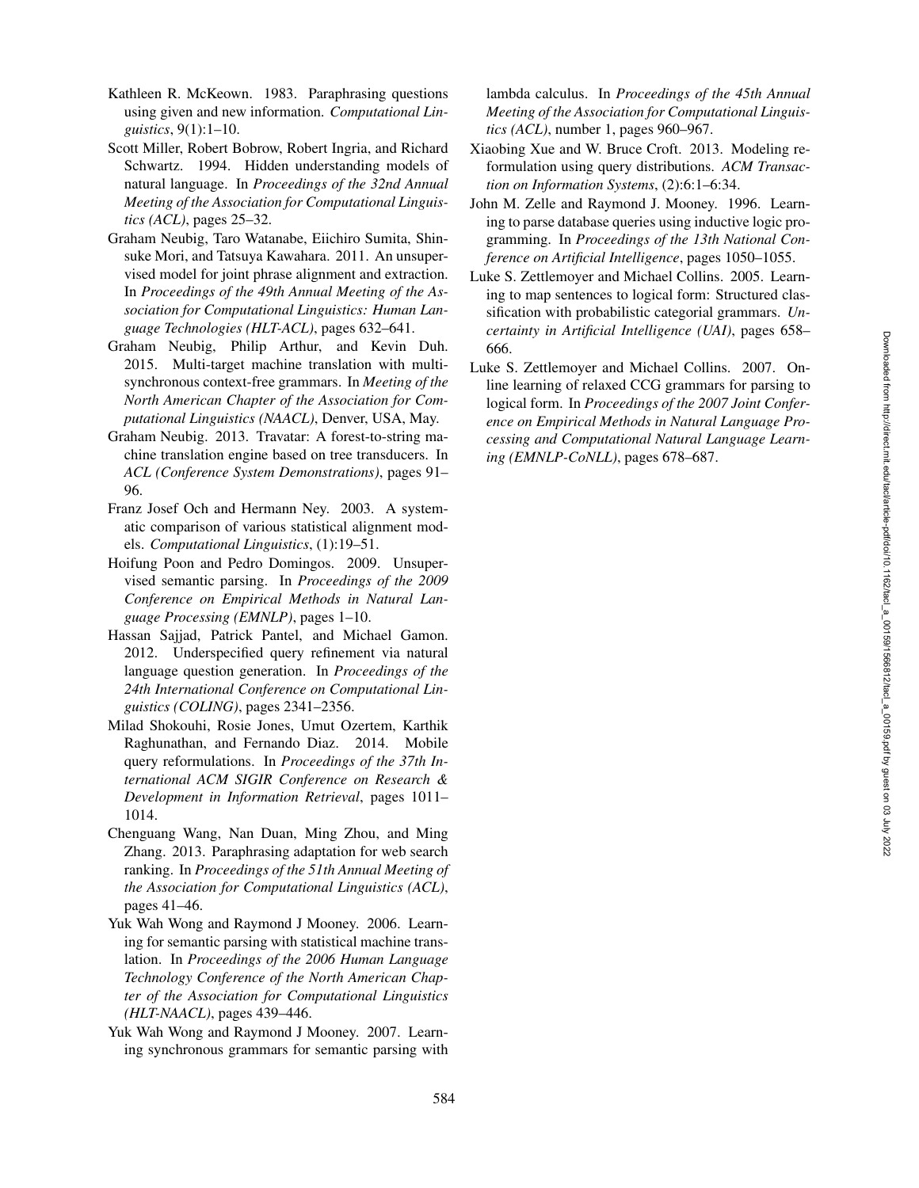Kathleen R. McKeown. 1983. Paraphrasing questions using given and new information. *Computational Linguistics*, 9(1):1–10.

Scott Miller, Robert Bobrow, Robert Ingria, and Richard Schwartz. 1994. Hidden understanding models of natural language. In *Proceedings of the 32nd Annual Meeting of the Association for Computational Linguistics (ACL)*, pages 25–32.

Graham Neubig, Taro Watanabe, Eiichiro Sumita, Shinsuke Mori, and Tatsuya Kawahara. 2011. An unsupervised model for joint phrase alignment and extraction. In *Proceedings of the 49th Annual Meeting of the Association for Computational Linguistics: Human Language Technologies (HLT-ACL)*, pages 632–641.

Graham Neubig, Philip Arthur, and Kevin Duh. 2015. Multi-target machine translation with multi-synchronous context-free grammars. In *Meeting of the North American Chapter of the Association for Computational Linguistics (NAACL)*, Denver, USA, May.

Graham Neubig. 2013. Travatar: A forest-to-string machine translation engine based on tree transducers. In *ACL (Conference System Demonstrations)*, pages 91–96.

Franz Josef Och and Hermann Ney. 2003. A systematic comparison of various statistical alignment models. *Computational Linguistics*, (1):19–51.

Hoifung Poon and Pedro Domingos. 2009. Unsupervised semantic parsing. In *Proceedings of the 2009 Conference on Empirical Methods in Natural Language Processing (EMNLP)*, pages 1–10.

Hassan Sajjad, Patrick Pantel, and Michael Gamon. 2012. Underspecified query refinement via natural language question generation. In *Proceedings of the 24th International Conference on Computational Linguistics (COLING)*, pages 2341–2356.

Milad Shokouhi, Rosie Jones, Umut Ozertem, Karthik Raghunathan, and Fernando Diaz. 2014. Mobile query reformulations. In *Proceedings of the 37th International ACM SIGIR Conference on Research & Development in Information Retrieval*, pages 1011–1014.

Chenguang Wang, Nan Duan, Ming Zhou, and Ming Zhang. 2013. Paraphrasing adaptation for web search ranking. In *Proceedings of the 51th Annual Meeting of the Association for Computational Linguistics (ACL)*, pages 41–46.

Yuk Wah Wong and Raymond J Mooney. 2006. Learning for semantic parsing with statistical machine translation. In *Proceedings of the 2006 Human Language Technology Conference of the North American Chapter of the Association for Computational Linguistics (HLT-NAACL)*, pages 439–446.

Yuk Wah Wong and Raymond J Mooney. 2007. Learning synchronous grammars for semantic parsing with lambda calculus. In *Proceedings of the 45th Annual Meeting of the Association for Computational Linguistics (ACL)*, number 1, pages 960–967.

Xiaobing Xue and W. Bruce Croft. 2013. Modeling reformulation using query distributions. *ACM Transaction on Information Systems*, (2):6:1–6:34.

John M. Zelle and Raymond J. Mooney. 1996. Learning to parse database queries using inductive logic programming. In *Proceedings of the 13th National Conference on Artificial Intelligence*, pages 1050–1055.

Luke S. Zettlemoyer and Michael Collins. 2005. Learning to map sentences to logical form: Structured classification with probabilistic categorial grammars. *Uncertainty in Artificial Intelligence (UAI)*, pages 658–666.

Luke S. Zettlemoyer and Michael Collins. 2007. Online learning of relaxed CCG grammars for parsing to logical form. In *Proceedings of the 2007 Joint Conference on Empirical Methods in Natural Language Processing and Computational Natural Language Learning (EMNLP-CoNLL)*, pages 678–687.